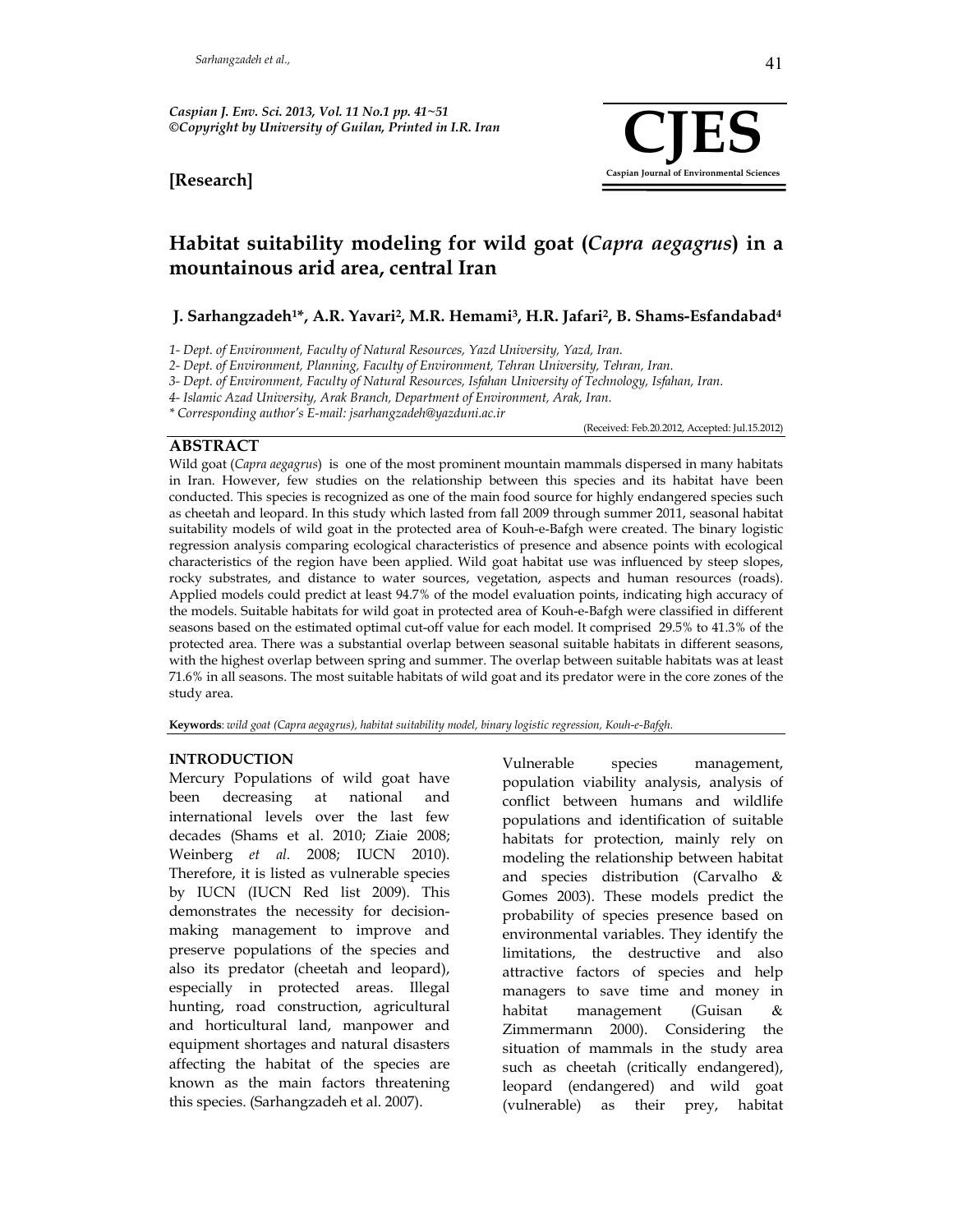Caspian J. Env. Sci. 2013, Vol. 11 No.1 pp. 41~51
©Copyright by University of Guilan, Printed in I.R. Iran

**[Research]**

# Habitat suitability modeling for wild goat (*Capra aegagrus*) in a mountainous arid area, central Iran

**J. Sarhangzadeh[1*], A.R. Yavari[2], M.R. Hemami[3], H.R. Jafari[2], B. Shams-Esfandabad[4]**

*1- Dept. of Environment, Faculty of Natural Resources, Yazd University, Yazd, Iran.*
*2- Dept. of Environment, Planning, Faculty of Environment, Tehran University, Tehran, Iran.*
*3- Dept. of Environment, Faculty of Natural Resources, Isfahan University of Technology, Isfahan, Iran.*
*4- Islamic Azad University, Arak Branch, Department of Environment, Arak, Iran.*
*\* Corresponding author's E-mail: jsarhangzadeh@yazduni.ac.ir*

(Received: Feb.20.2012, Accepted: Jul.15.2012)

## ABSTRACT

Wild goat (*Capra aegagrus*) is one of the most prominent mountain mammals dispersed in many habitats in Iran. However, few studies on the relationship between this species and its habitat have been conducted. This species is recognized as one of the main food source for highly endangered species such as cheetah and leopard. In this study which lasted from fall 2009 through summer 2011, seasonal habitat suitability models of wild goat in the protected area of Kouh-e-Bafgh were created. The binary logistic regression analysis comparing ecological characteristics of presence and absence points with ecological characteristics of the region have been applied. Wild goat habitat use was influenced by steep slopes, rocky substrates, and distance to water sources, vegetation, aspects and human resources (roads). Applied models could predict at least 94.7% of the model evaluation points, indicating high accuracy of the models. Suitable habitats for wild goat in protected area of Kouh-e-Bafgh were classified in different seasons based on the estimated optimal cut-off value for each model. It comprised 29.5% to 41.3% of the protected area. There was a substantial overlap between seasonal suitable habitats in different seasons, with the highest overlap between spring and summer. The overlap between suitable habitats was at least 71.6% in all seasons. The most suitable habitats of wild goat and its predator were in the core zones of the study area.

**Keywords**: *wild goat (Capra aegagrus), habitat suitability model, binary logistic regression, Kouh-e-Bafgh.*

## INTRODUCTION

Mercury Populations of wild goat have been decreasing at national and international levels over the last few decades (Shams et al. 2010; Ziaie 2008; Weinberg *et al.* 2008; IUCN 2010). Therefore, it is listed as vulnerable species by IUCN (IUCN Red list 2009). This demonstrates the necessity for decision-making management to improve and preserve populations of the species and also its predator (cheetah and leopard), especially in protected areas. Illegal hunting, road construction, agricultural and horticultural land, manpower and equipment shortages and natural disasters affecting the habitat of the species are known as the main factors threatening this species. (Sarhangzadeh et al. 2007).

Vulnerable species management, population viability analysis, analysis of conflict between humans and wildlife populations and identification of suitable habitats for protection, mainly rely on modeling the relationship between habitat and species distribution (Carvalho & Gomes 2003). These models predict the probability of species presence based on environmental variables. They identify the limitations, the destructive and also attractive factors of species and help managers to save time and money in habitat management (Guisan & Zimmermann 2000). Considering the situation of mammals in the study area such as cheetah (critically endangered), leopard (endangered) and wild goat (vulnerable) as their prey, habitat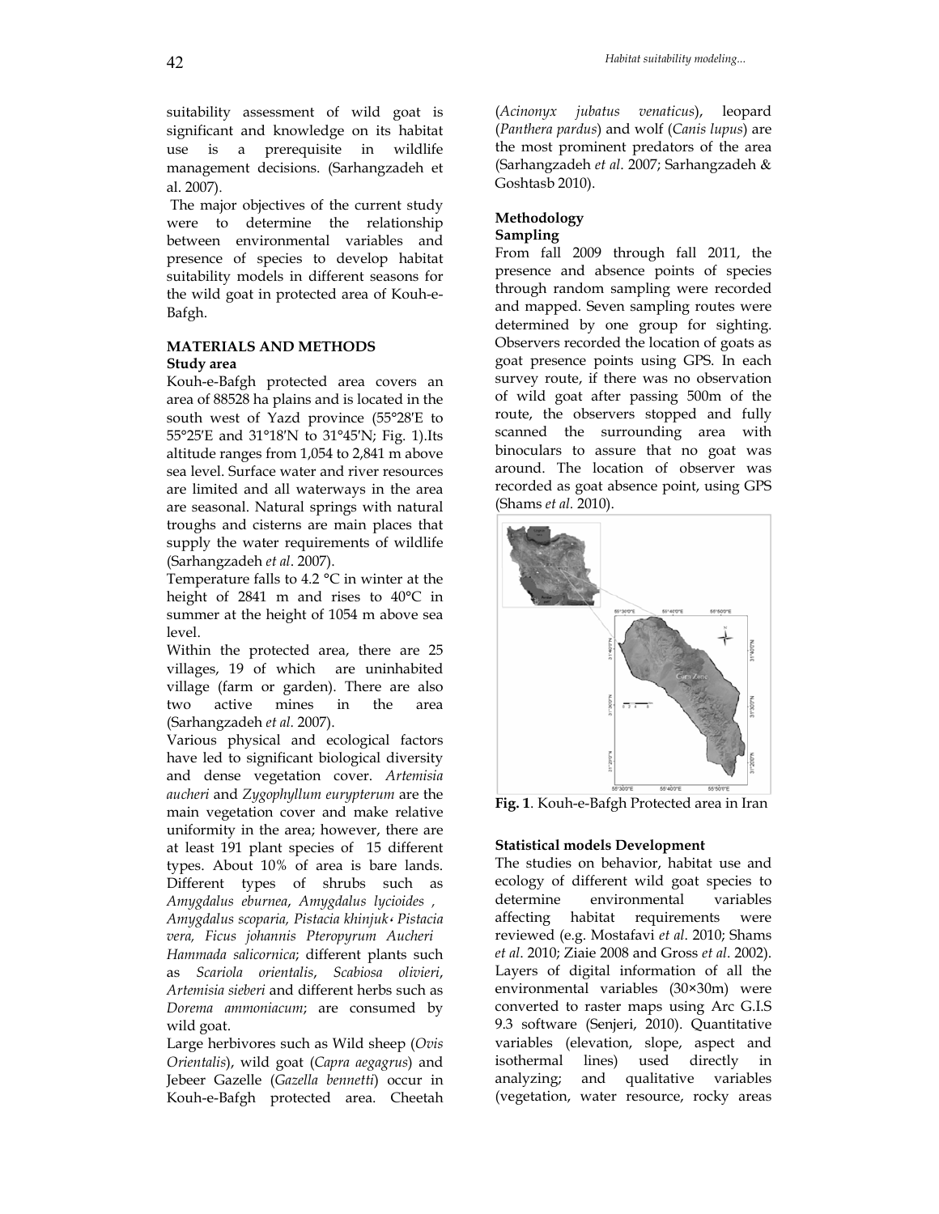suitability assessment of wild goat is significant and knowledge on its habitat use is a prerequisite in wildlife management decisions. (Sarhangzadeh et al. 2007).

The major objectives of the current study were to determine the relationship between environmental variables and presence of species to develop habitat suitability models in different seasons for the wild goat in protected area of Kouh-e-Bafgh.

## MATERIALS AND METHODS

### Study area

Kouh-e-Bafgh protected area covers an area of 88528 ha plains and is located in the south west of Yazd province (55°28′E to 55°25′E and 31°18′N to 31°45′N; Fig. 1).Its altitude ranges from 1,054 to 2,841 m above sea level. Surface water and river resources are limited and all waterways in the area are seasonal. Natural springs with natural troughs and cisterns are main places that supply the water requirements of wildlife (Sarhangzadeh *et al*. 2007).

Temperature falls to 4.2 °C in winter at the height of 2841 m and rises to 40°C in summer at the height of 1054 m above sea level.

Within the protected area, there are 25 villages, 19 of which are uninhabited village (farm or garden). There are also two active mines in the area (Sarhangzadeh *et al.* 2007).

Various physical and ecological factors have led to significant biological diversity and dense vegetation cover. *Artemisia aucheri* and *Zygophyllum eurypterum* are the main vegetation cover and make relative uniformity in the area; however, there are at least 191 plant species of 15 different types. About 10% of area is bare lands. Different types of shrubs such as *Amygdalus eburnea*, *Amygdalus lycioides* , *Amygdalus scoparia, Pistacia khinjuk*، *Pistacia vera, Ficus johannis Pteropyrum Aucheri Hammada salicornica*; different plants such as *Scariola orientalis*, *Scabiosa olivieri*, *Artemisia sieberi* and different herbs such as *Dorema ammoniacum*; are consumed by wild goat.

Large herbivores such as Wild sheep (*Ovis Orientalis*), wild goat (*Capra aegagrus*) and Jebeer Gazelle (*Gazella bennetti*) occur in Kouh-e-Bafgh protected area. Cheetah (*Acinonyx jubatus venaticus*), leopard (*Panthera pardus*) and wolf (*Canis lupus*) are the most prominent predators of the area (Sarhangzadeh *et al*. 2007; Sarhangzadeh & Goshtasb 2010).

### Methodology

### Sampling

From fall 2009 through fall 2011, the presence and absence points of species through random sampling were recorded and mapped. Seven sampling routes were determined by one group for sighting. Observers recorded the location of goats as goat presence points using GPS. In each survey route, if there was no observation of wild goat after passing 500m of the route, the observers stopped and fully scanned the surrounding area with binoculars to assure that no goat was around. The location of observer was recorded as goat absence point, using GPS (Shams *et al.* 2010).

**Fig. 1**. Kouh-e-Bafgh Protected area in Iran

### Statistical models Development

The studies on behavior, habitat use and ecology of different wild goat species to determine environmental variables affecting habitat requirements were reviewed (e.g. Mostafavi *et al*. 2010; Shams *et al*. 2010; Ziaie 2008 and Gross *et al*. 2002). Layers of digital information of all the environmental variables (30×30m) were converted to raster maps using Arc G.I.S 9.3 software (Senjeri, 2010). Quantitative variables (elevation, slope, aspect and isothermal lines) used directly in analyzing; and qualitative variables (vegetation, water resource, rocky areas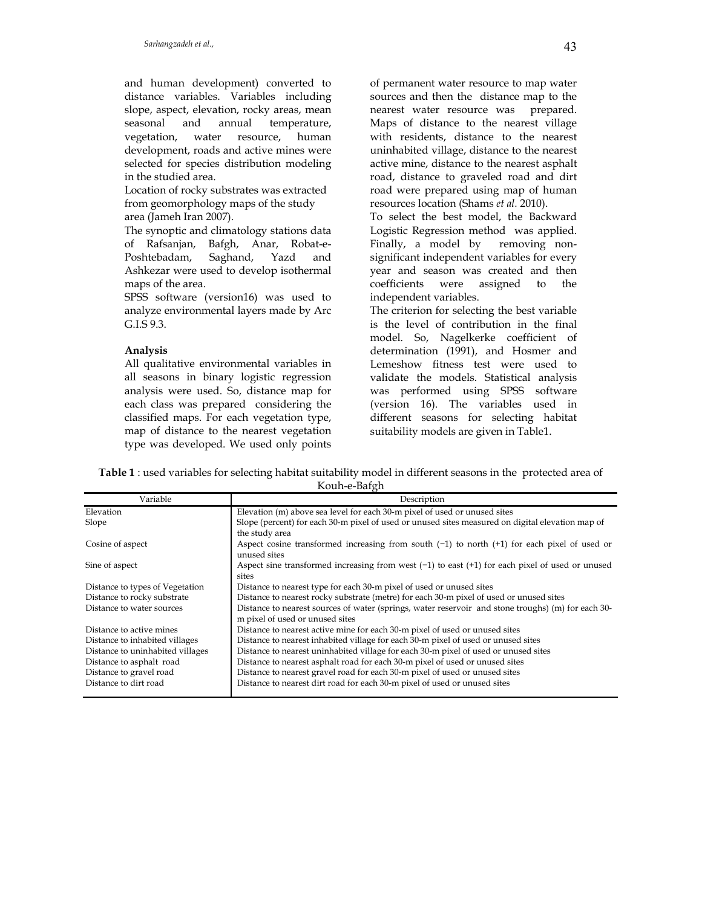and human development) converted to distance variables. Variables including slope, aspect, elevation, rocky areas, mean seasonal and annual temperature, vegetation, water resource, human development, roads and active mines were selected for species distribution modeling in the studied area.

Location of rocky substrates was extracted from geomorphology maps of the study area (Jameh Iran 2007).

The synoptic and climatology stations data of Rafsanjan, Bafgh, Anar, Robat-e-Poshtebadam, Saghand, Yazd and Ashkezar were used to develop isothermal maps of the area.

SPSS software (version16) was used to analyze environmental layers made by Arc G.I.S 9.3.

**Analysis**

All qualitative environmental variables in all seasons in binary logistic regression analysis were used. So, distance map for each class was prepared considering the classified maps. For each vegetation type, map of distance to the nearest vegetation type was developed. We used only points of permanent water resource to map water sources and then the distance map to the nearest water resource was prepared. Maps of distance to the nearest village with residents, distance to the nearest uninhabited village, distance to the nearest active mine, distance to the nearest asphalt road, distance to graveled road and dirt road were prepared using map of human resources location (Shams *et al.* 2010).

To select the best model, the Backward Logistic Regression method was applied. Finally, a model by removing non-significant independent variables for every year and season was created and then coefficients were assigned to the independent variables.

The criterion for selecting the best variable is the level of contribution in the final model. So, Nagelkerke coefficient of determination (1991), and Hosmer and Lemeshow fitness test were used to validate the models. Statistical analysis was performed using SPSS software (version 16). The variables used in different seasons for selecting habitat suitability models are given in Table1.

**Table 1** : used variables for selecting habitat suitability model in different seasons in the protected area of Kouh-e-Bafgh

| Variable | Description |
|---|---|
| Elevation | Elevation (m) above sea level for each 30-m pixel of used or unused sites |
| Slope | Slope (percent) for each 30-m pixel of used or unused sites measured on digital elevation map of the study area |
| Cosine of aspect | Aspect cosine transformed increasing from south (−1) to north (+1) for each pixel of used or unused sites |
| Sine of aspect | Aspect sine transformed increasing from west (−1) to east (+1) for each pixel of used or unused sites |
| Distance to types of Vegetation | Distance to nearest type for each 30-m pixel of used or unused sites |
| Distance to rocky substrate | Distance to nearest rocky substrate (metre) for each 30-m pixel of used or unused sites |
| Distance to water sources | Distance to nearest sources of water (springs, water reservoir and stone troughs) (m) for each 30-m pixel of used or unused sites |
| Distance to active mines | Distance to nearest active mine for each 30-m pixel of used or unused sites |
| Distance to inhabited villages | Distance to nearest inhabited village for each 30-m pixel of used or unused sites |
| Distance to uninhabited villages | Distance to nearest uninhabited village for each 30-m pixel of used or unused sites |
| Distance to asphalt road | Distance to nearest asphalt road for each 30-m pixel of used or unused sites |
| Distance to gravel road | Distance to nearest gravel road for each 30-m pixel of used or unused sites |
| Distance to dirt road | Distance to nearest dirt road for each 30-m pixel of used or unused sites |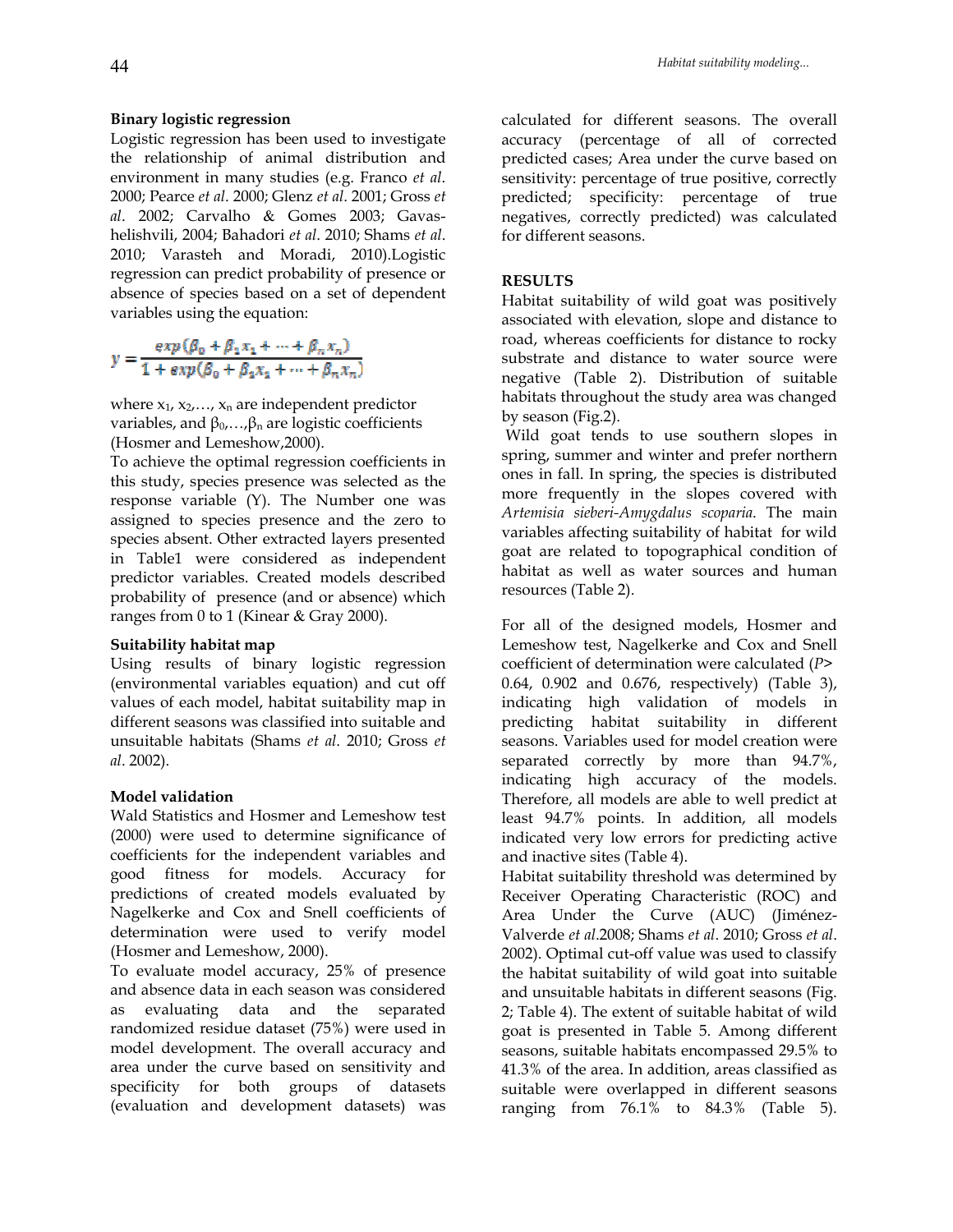### Binary logistic regression

Logistic regression has been used to investigate the relationship of animal distribution and environment in many studies (e.g. Franco *et al*. 2000; Pearce *et al*. 2000; Glenz *et al*. 2001; Gross *et al*. 2002; Carvalho & Gomes 2003; Gavas-helishvili, 2004; Bahadori *et al*. 2010; Shams *et al*. 2010; Varasteh and Moradi, 2010).Logistic regression can predict probability of presence or absence of species based on a set of dependent variables using the equation:

$$y = \frac{exp(\beta_0 + \beta_1 x_1 + \cdots + \beta_n x_n)}{1 + exp(\beta_0 + \beta_1 x_1 + \cdots + \beta_n x_n)}$$

where $x_1, x_2, \ldots, x_n$ are independent predictor variables, and $\beta_0, \ldots, \beta_n$ are logistic coefficients (Hosmer and Lemeshow,2000).

To achieve the optimal regression coefficients in this study, species presence was selected as the response variable (Y). The Number one was assigned to species presence and the zero to species absent. Other extracted layers presented in Table1 were considered as independent predictor variables. Created models described probability of presence (and or absence) which ranges from 0 to 1 (Kinear & Gray 2000).

### Suitability habitat map

Using results of binary logistic regression (environmental variables equation) and cut off values of each model, habitat suitability map in different seasons was classified into suitable and unsuitable habitats (Shams *et al*. 2010; Gross *et al*. 2002).

### Model validation

Wald Statistics and Hosmer and Lemeshow test (2000) were used to determine significance of coefficients for the independent variables and good fitness for models. Accuracy for predictions of created models evaluated by Nagelkerke and Cox and Snell coefficients of determination were used to verify model (Hosmer and Lemeshow, 2000).

To evaluate model accuracy, 25% of presence and absence data in each season was considered as evaluating data and the separated randomized residue dataset (75%) were used in model development. The overall accuracy and area under the curve based on sensitivity and specificity for both groups of datasets (evaluation and development datasets) was calculated for different seasons. The overall accuracy (percentage of all of corrected predicted cases; Area under the curve based on sensitivity: percentage of true positive, correctly predicted; specificity: percentage of true negatives, correctly predicted) was calculated for different seasons.

## RESULTS

Habitat suitability of wild goat was positively associated with elevation, slope and distance to road, whereas coefficients for distance to rocky substrate and distance to water source were negative (Table 2). Distribution of suitable habitats throughout the study area was changed by season (Fig.2).

Wild goat tends to use southern slopes in spring, summer and winter and prefer northern ones in fall. In spring, the species is distributed more frequently in the slopes covered with *Artemisia sieberi-Amygdalus scoparia*. The main variables affecting suitability of habitat for wild goat are related to topographical condition of habitat as well as water sources and human resources (Table 2).

For all of the designed models, Hosmer and Lemeshow test, Nagelkerke and Cox and Snell coefficient of determination were calculated ($P>$ 0.64, 0.902 and 0.676, respectively) (Table 3), indicating high validation of models in predicting habitat suitability in different seasons. Variables used for model creation were separated correctly by more than 94.7%, indicating high accuracy of the models. Therefore, all models are able to well predict at least 94.7% points. In addition, all models indicated very low errors for predicting active and inactive sites (Table 4).

Habitat suitability threshold was determined by Receiver Operating Characteristic (ROC) and Area Under the Curve (AUC) (Jiménez-Valverde *et al*.2008; Shams *et al*. 2010; Gross *et al*. 2002). Optimal cut-off value was used to classify the habitat suitability of wild goat into suitable and unsuitable habitats in different seasons (Fig. 2; Table 4). The extent of suitable habitat of wild goat is presented in Table 5. Among different seasons, suitable habitats encompassed 29.5% to 41.3% of the area. In addition, areas classified as suitable were overlapped in different seasons ranging from 76.1% to 84.3% (Table 5).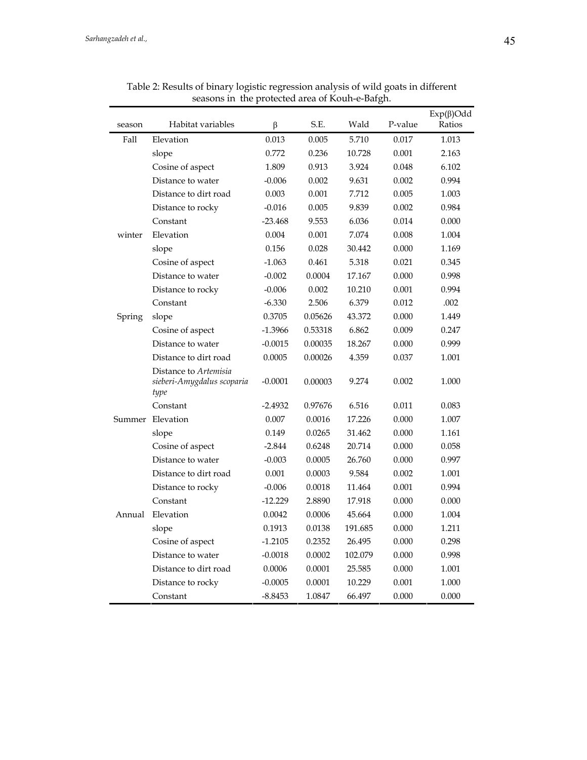Table 2: Results of binary logistic regression analysis of wild goats in different seasons in the protected area of Kouh-e-Bafgh.

| season | Habitat variables | β | S.E. | Wald | P-value | Exp(β)Odd Ratios |
|---|---|---|---|---|---|---|
| Fall | Elevation | 0.013 | 0.005 | 5.710 | 0.017 | 1.013 |
| | slope | 0.772 | 0.236 | 10.728 | 0.001 | 2.163 |
| | Cosine of aspect | 1.809 | 0.913 | 3.924 | 0.048 | 6.102 |
| | Distance to water | -0.006 | 0.002 | 9.631 | 0.002 | 0.994 |
| | Distance to dirt road | 0.003 | 0.001 | 7.712 | 0.005 | 1.003 |
| | Distance to rocky | -0.016 | 0.005 | 9.839 | 0.002 | 0.984 |
| | Constant | -23.468 | 9.553 | 6.036 | 0.014 | 0.000 |
| winter | Elevation | 0.004 | 0.001 | 7.074 | 0.008 | 1.004 |
| | slope | 0.156 | 0.028 | 30.442 | 0.000 | 1.169 |
| | Cosine of aspect | -1.063 | 0.461 | 5.318 | 0.021 | 0.345 |
| | Distance to water | -0.002 | 0.0004 | 17.167 | 0.000 | 0.998 |
| | Distance to rocky | -0.006 | 0.002 | 10.210 | 0.001 | 0.994 |
| | Constant | -6.330 | 2.506 | 6.379 | 0.012 | .002 |
| Spring | slope | 0.3705 | 0.05626 | 43.372 | 0.000 | 1.449 |
| | Cosine of aspect | -1.3966 | 0.53318 | 6.862 | 0.009 | 0.247 |
| | Distance to water | -0.0015 | 0.00035 | 18.267 | 0.000 | 0.999 |
| | Distance to dirt road | 0.0005 | 0.00026 | 4.359 | 0.037 | 1.001 |
| | Distance to *Artemisia sieberi-Amygdalus scoparia type* | -0.0001 | 0.00003 | 9.274 | 0.002 | 1.000 |
| | Constant | -2.4932 | 0.97676 | 6.516 | 0.011 | 0.083 |
| Summer | Elevation | 0.007 | 0.0016 | 17.226 | 0.000 | 1.007 |
| | slope | 0.149 | 0.0265 | 31.462 | 0.000 | 1.161 |
| | Cosine of aspect | -2.844 | 0.6248 | 20.714 | 0.000 | 0.058 |
| | Distance to water | -0.003 | 0.0005 | 26.760 | 0.000 | 0.997 |
| | Distance to dirt road | 0.001 | 0.0003 | 9.584 | 0.002 | 1.001 |
| | Distance to rocky | -0.006 | 0.0018 | 11.464 | 0.001 | 0.994 |
| | Constant | -12.229 | 2.8890 | 17.918 | 0.000 | 0.000 |
| Annual | Elevation | 0.0042 | 0.0006 | 45.664 | 0.000 | 1.004 |
| | slope | 0.1913 | 0.0138 | 191.685 | 0.000 | 1.211 |
| | Cosine of aspect | -1.2105 | 0.2352 | 26.495 | 0.000 | 0.298 |
| | Distance to water | -0.0018 | 0.0002 | 102.079 | 0.000 | 0.998 |
| | Distance to dirt road | 0.0006 | 0.0001 | 25.585 | 0.000 | 1.001 |
| | Distance to rocky | -0.0005 | 0.0001 | 10.229 | 0.001 | 1.000 |
| | Constant | -8.8453 | 1.0847 | 66.497 | 0.000 | 0.000 |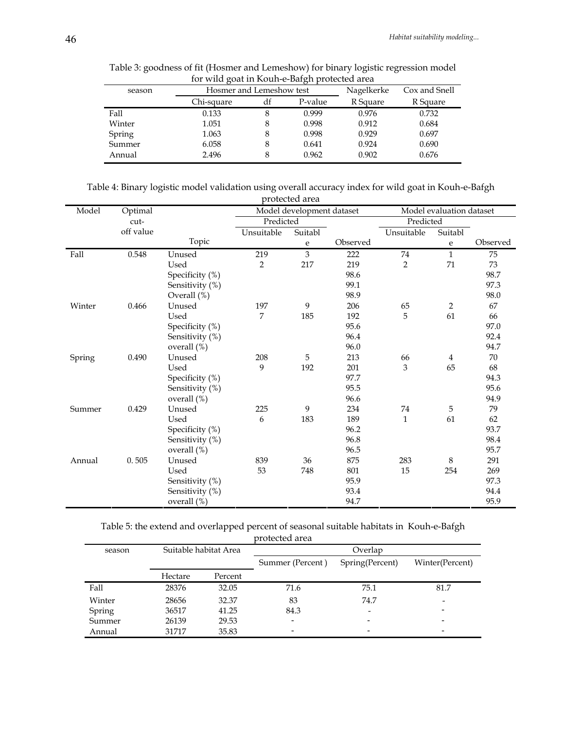Table 3: goodness of fit (Hosmer and Lemeshow) for binary logistic regression model for wild goat in Kouh-e-Bafgh protected area

| season | Hosmer and Lemeshow test | | | Nagelkerke | Cox and Snell |
|---|---|---|---|---|---|
| | Chi-square | df | P-value | R Square | R Square |
| Fall | 0.133 | 8 | 0.999 | 0.976 | 0.732 |
| Winter | 1.051 | 8 | 0.998 | 0.912 | 0.684 |
| Spring | 1.063 | 8 | 0.998 | 0.929 | 0.697 |
| Summer | 6.058 | 8 | 0.641 | 0.924 | 0.690 |
| Annual | 2.496 | 8 | 0.962 | 0.902 | 0.676 |

Table 4: Binary logistic model validation using overall accuracy index for wild goat in Kouh-e-Bafgh protected area

| Model | Optimal cut-off value | Topic | Model development dataset | | | Model evaluation dataset | | |
|---|---|---|---|---|---|---|---|---|
| | | | Predicted | | | Predicted | | |
| | | | Unsuitable | Suitable | Observed | Unsuitable | Suitable | Observed |
| Fall | 0.548 | Unused | 219 | 3 | 222 | 74 | 1 | 75 |
| | | Used | 2 | 217 | 219 | 2 | 71 | 73 |
| | | Specificity (%) | | | 98.6 | | | 98.7 |
| | | Sensitivity (%) | | | 99.1 | | | 97.3 |
| | | Overall (%) | | | 98.9 | | | 98.0 |
| Winter | 0.466 | Unused | 197 | 9 | 206 | 65 | 2 | 67 |
| | | Used | 7 | 185 | 192 | 5 | 61 | 66 |
| | | Specificity (%) | | | 95.6 | | | 97.0 |
| | | Sensitivity (%) | | | 96.4 | | | 92.4 |
| | | overall (%) | | | 96.0 | | | 94.7 |
| Spring | 0.490 | Unused | 208 | 5 | 213 | 66 | 4 | 70 |
| | | Used | 9 | 192 | 201 | 3 | 65 | 68 |
| | | Specificity (%) | | | 97.7 | | | 94.3 |
| | | Sensitivity (%) | | | 95.5 | | | 95.6 |
| | | overall (%) | | | 96.6 | | | 94.9 |
| Summer | 0.429 | Unused | 225 | 9 | 234 | 74 | 5 | 79 |
| | | Used | 6 | 183 | 189 | 1 | 61 | 62 |
| | | Specificity (%) | | | 96.2 | | | 93.7 |
| | | Sensitivity (%) | | | 96.8 | | | 98.4 |
| | | overall (%) | | | 96.5 | | | 95.7 |
| Annual | 0. 505 | Unused | 839 | 36 | 875 | 283 | 8 | 291 |
| | | Used | 53 | 748 | 801 | 15 | 254 | 269 |
| | | Sensitivity (%) | | | 95.9 | | | 97.3 |
| | | Sensitivity (%) | | | 93.4 | | | 94.4 |
| | | overall (%) | | | 94.7 | | | 95.9 |

Table 5: the extend and overlapped percent of seasonal suitable habitats in Kouh-e-Bafgh protected area

| season | Suitable habitat Area | | Overlap | | |
|---|---|---|---|---|---|
| | Hectare | Percent | Summer (Percent ) | Spring(Percent) | Winter(Percent) |
| Fall | 28376 | 32.05 | 71.6 | 75.1 | 81.7 |
| Winter | 28656 | 32.37 | 83 | 74.7 | - |
| Spring | 36517 | 41.25 | 84.3 | - | - |
| Summer | 26139 | 29.53 | - | - | - |
| Annual | 31717 | 35.83 | - | - | - |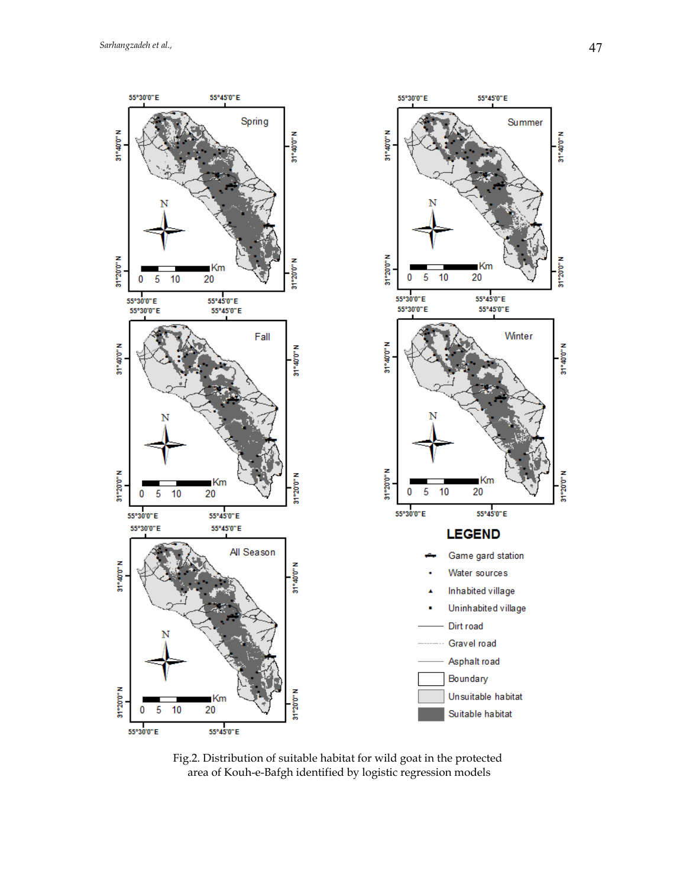Fig.2. Distribution of suitable habitat for wild goat in the protected area of Kouh-e-Bafgh identified by logistic regression models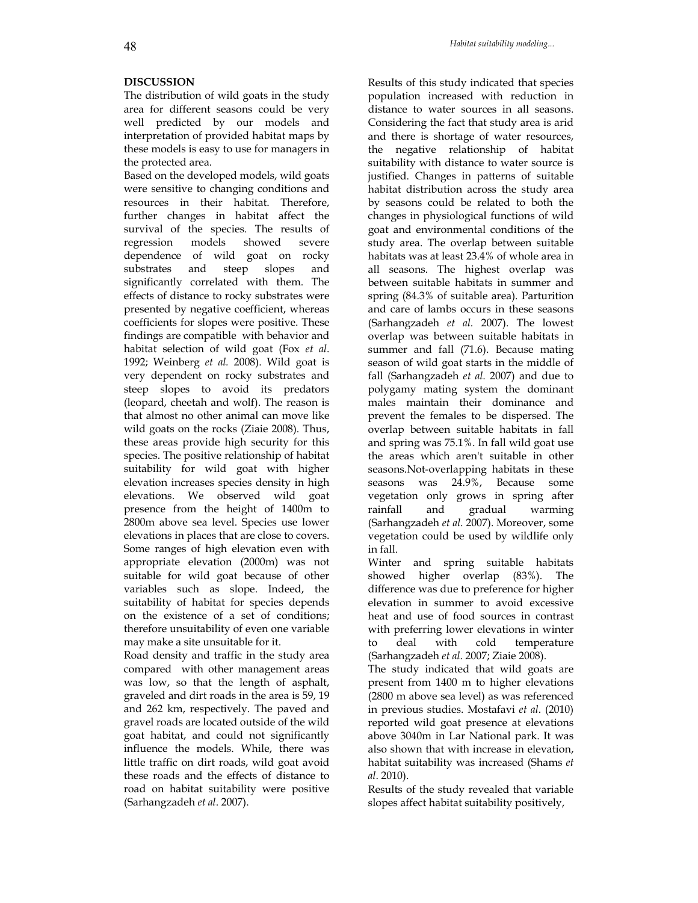## DISCUSSION

The distribution of wild goats in the study area for different seasons could be very well predicted by our models and interpretation of provided habitat maps by these models is easy to use for managers in the protected area.

Based on the developed models, wild goats were sensitive to changing conditions and resources in their habitat. Therefore, further changes in habitat affect the survival of the species. The results of regression models showed severe dependence of wild goat on rocky substrates and steep slopes and significantly correlated with them. The effects of distance to rocky substrates were presented by negative coefficient, whereas coefficients for slopes were positive. These findings are compatible with behavior and habitat selection of wild goat (Fox *et al*. 1992; Weinberg *et al.* 2008). Wild goat is very dependent on rocky substrates and steep slopes to avoid its predators (leopard, cheetah and wolf). The reason is that almost no other animal can move like wild goats on the rocks (Ziaie 2008). Thus, these areas provide high security for this species. The positive relationship of habitat suitability for wild goat with higher elevation increases species density in high elevations. We observed wild goat presence from the height of 1400m to 2800m above sea level. Species use lower elevations in places that are close to covers. Some ranges of high elevation even with appropriate elevation (2000m) was not suitable for wild goat because of other variables such as slope. Indeed, the suitability of habitat for species depends on the existence of a set of conditions; therefore unsuitability of even one variable may make a site unsuitable for it.

Road density and traffic in the study area compared with other management areas was low, so that the length of asphalt, graveled and dirt roads in the area is 59, 19 and 262 km, respectively. The paved and gravel roads are located outside of the wild goat habitat, and could not significantly influence the models. While, there was little traffic on dirt roads, wild goat avoid these roads and the effects of distance to road on habitat suitability were positive (Sarhangzadeh *et al*. 2007).

Results of this study indicated that species population increased with reduction in distance to water sources in all seasons. Considering the fact that study area is arid and there is shortage of water resources, the negative relationship of habitat suitability with distance to water source is justified. Changes in patterns of suitable habitat distribution across the study area by seasons could be related to both the changes in physiological functions of wild goat and environmental conditions of the study area. The overlap between suitable habitats was at least 23.4% of whole area in all seasons. The highest overlap was between suitable habitats in summer and spring (84.3% of suitable area). Parturition and care of lambs occurs in these seasons (Sarhangzadeh *et al.* 2007). The lowest overlap was between suitable habitats in summer and fall (71.6). Because mating season of wild goat starts in the middle of fall (Sarhangzadeh *et al.* 2007) and due to polygamy mating system the dominant males maintain their dominance and prevent the females to be dispersed. The overlap between suitable habitats in fall and spring was 75.1%. In fall wild goat use the areas which aren't suitable in other seasons.Not-overlapping habitats in these seasons was 24.9%, Because some vegetation only grows in spring after rainfall and gradual warming (Sarhangzadeh *et al.* 2007). Moreover, some vegetation could be used by wildlife only in fall.

Winter and spring suitable habitats showed higher overlap (83%). The difference was due to preference for higher elevation in summer to avoid excessive heat and use of food sources in contrast with preferring lower elevations in winter to deal with cold temperature (Sarhangzadeh *et al*. 2007; Ziaie 2008).

The study indicated that wild goats are present from 1400 m to higher elevations (2800 m above sea level) as was referenced in previous studies. Mostafavi *et al*. (2010) reported wild goat presence at elevations above 3040m in Lar National park. It was also shown that with increase in elevation, habitat suitability was increased (Shams *et al*. 2010).

Results of the study revealed that variable slopes affect habitat suitability positively,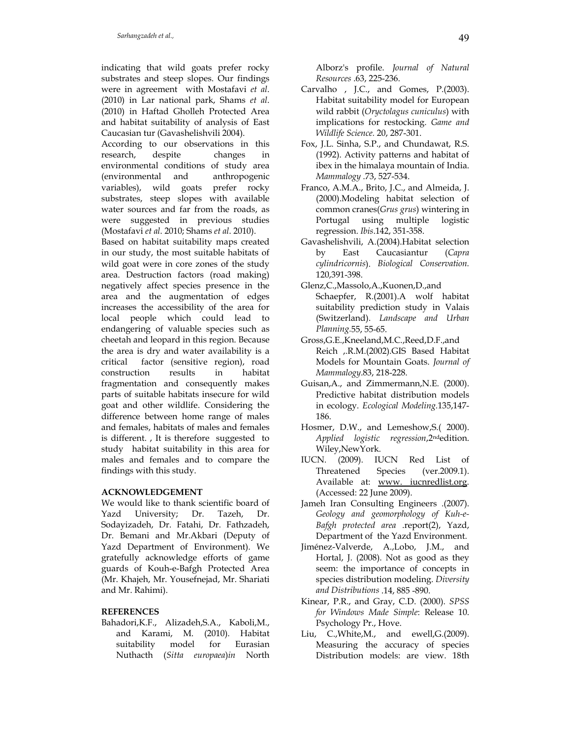indicating that wild goats prefer rocky substrates and steep slopes. Our findings were in agreement with Mostafavi *et al*. (2010) in Lar national park, Shams *et al*. (2010) in Haftad Gholleh Protected Area and habitat suitability of analysis of East Caucasian tur (Gavashelishvili 2004).

According to our observations in this research, despite changes in environmental conditions of study area (environmental and anthropogenic variables), wild goats prefer rocky substrates, steep slopes with available water sources and far from the roads, as were suggested in previous studies (Mostafavi *et al*. 2010; Shams *et al*. 2010).

Based on habitat suitability maps created in our study, the most suitable habitats of wild goat were in core zones of the study area. Destruction factors (road making) negatively affect species presence in the area and the augmentation of edges increases the accessibility of the area for local people which could lead to endangering of valuable species such as cheetah and leopard in this region. Because the area is dry and water availability is a critical factor (sensitive region), road construction results in habitat fragmentation and consequently makes parts of suitable habitats insecure for wild goat and other wildlife. Considering the difference between home range of males and females, habitats of males and females is different. , It is therefore suggested to study habitat suitability in this area for males and females and to compare the findings with this study.

## ACKNOWLEDGEMENT

We would like to thank scientific board of Yazd University; Dr. Tazeh, Dr. Sodayizadeh, Dr. Fatahi, Dr. Fathzadeh, Dr. Bemani and Mr.Akbari (Deputy of Yazd Department of Environment). We gratefully acknowledge efforts of game guards of Kouh-e-Bafgh Protected Area (Mr. Khajeh, Mr. Yousefnejad, Mr. Shariati and Mr. Rahimi).

## REFERENCES

Bahadori,K.F., Alizadeh,S.A., Kaboli,M., and Karami, M. (2010). Habitat suitability model for Eurasian Nuthacth (*Sitta europaea*)*in* North Alborz's profile. *Journal of Natural Resources* .63, 225-236.

Carvalho , J.C., and Gomes, P.(2003). Habitat suitability model for European wild rabbit (*Oryctolagus cuniculus*) with implications for restocking. *Game and Wildlife Science.* 20, 287-301.

Fox, J.L. Sinha, S.P., and Chundawat, R.S. (1992). Activity patterns and habitat of ibex in the himalaya mountain of India. *Mammalogy* .73, 527-534.

Franco, A.M.A., Brito, J.C., and Almeida, J. (2000).Modeling habitat selection of common cranes(*Grus grus*) wintering in Portugal using multiple logistic regression. *Ibis*.142, 351-358.

Gavashelishvili, A.(2004).Habitat selection by East Caucasiantur (*Capra cylindricornis*). *Biological Conservation.* 120,391-398.

Glenz,C.,Massolo,A.,Kuonen,D.,and Schaepfer, R.(2001).A wolf habitat suitability prediction study in Valais (Switzerland). *Landscape and Urban Planning*.55, 55-65.

Gross,G.E.,Kneeland,M.C.,Reed,D.F.,and Reich ,.R.M.(2002).GIS Based Habitat Models for Mountain Goats. *Journal of Mammalogy*.83, 218-228.

Guisan,A., and Zimmermann,N.E. (2000). Predictive habitat distribution models in ecology. *Ecological Modeling*.135,147-186.

Hosmer, D.W., and Lemeshow,S.( 2000). *Applied logistic regression*,2nd edition. Wiley,NewYork.

IUCN. (2009). IUCN Red List of Threatened Species (ver.2009.1). Available at: www. iucnredlist.org. (Accessed: 22 June 2009).

Jameh Iran Consulting Engineers .(2007). *Geology and geomorphology of Kuh-e-Bafgh protected area* .report(2), Yazd, Department of the Yazd Environment.

Jiménez-Valverde, A.,Lobo, J.M., and Hortal, J. (2008). Not as good as they seem: the importance of concepts in species distribution modeling. *Diversity and Distributions* .14, 885 -890.

Kinear, P.R., and Gray, C.D. (2000). *SPSS for Windows Made Simple*: Release 10. Psychology Pr., Hove.

Liu, C.,White,M., and ewell,G.(2009). Measuring the accuracy of species Distribution models: are view. 18th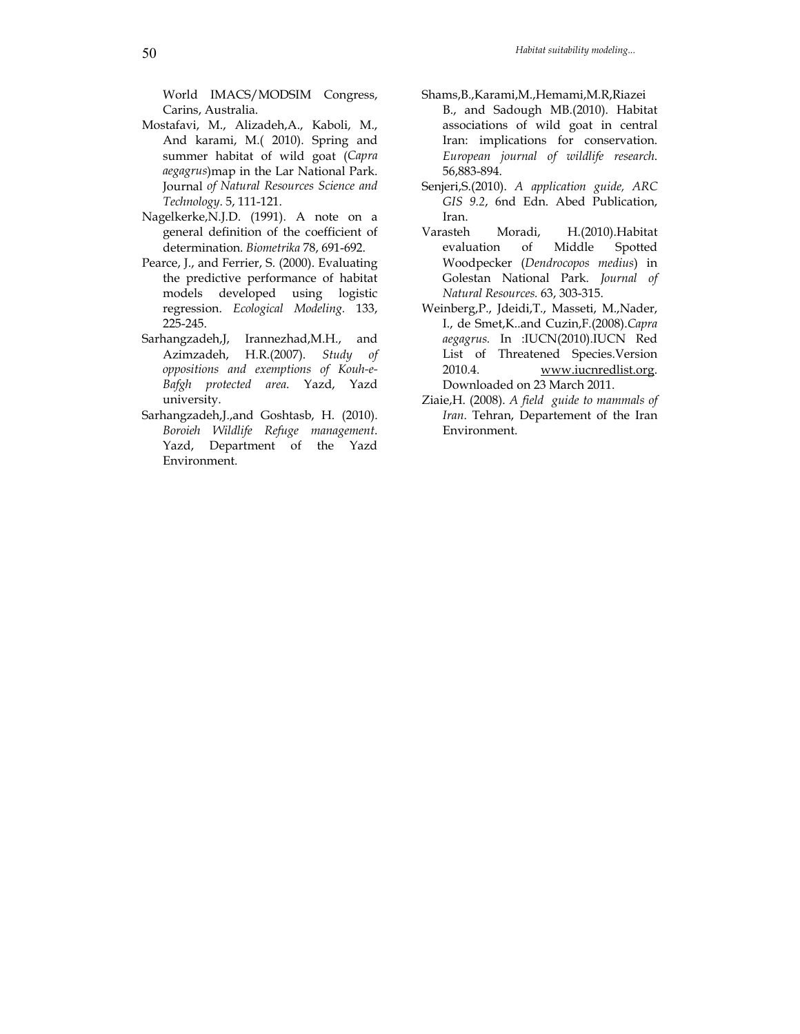World IMACS/MODSIM Congress, Carins, Australia.

Mostafavi, M., Alizadeh,A., Kaboli, M., And karami, M.( 2010). Spring and summer habitat of wild goat (*Capra aegagrus*)map in the Lar National Park. Journal *of Natural Resources Science and Technology*. 5, 111-121.

Nagelkerke,N.J.D. (1991). A note on a general definition of the coefficient of determination. *Biometrika* 78, 691-692.

Pearce, J., and Ferrier, S. (2000). Evaluating the predictive performance of habitat models developed using logistic regression. *Ecological Modeling*. 133, 225-245.

Sarhangzadeh,J, Irannezhad,M.H., and Azimzadeh, H.R.(2007). *Study of oppositions and exemptions of Kouh-e-Bafgh protected area*. Yazd, Yazd university.

Sarhangzadeh,J.,and Goshtasb, H. (2010). *Boroieh Wildlife Refuge management*. Yazd, Department of the Yazd Environment.

Shams,B.,Karami,M.,Hemami,M.R,Riazei B., and Sadough MB.(2010). Habitat associations of wild goat in central Iran: implications for conservation. *European journal of wildlife research*. 56,883-894.

Senjeri,S.(2010). *A application guide, ARC GIS 9.2*, 6nd Edn. Abed Publication, Iran.

Varasteh Moradi, H.(2010).Habitat evaluation of Middle Spotted Woodpecker (*Dendrocopos medius*) in Golestan National Park. *Journal of Natural Resources.* 63, 303-315.

Weinberg,P., Jdeidi,T., Masseti, M.,Nader, I., de Smet,K..and Cuzin,F.(2008).*Capra aegagrus.* In :IUCN(2010).IUCN Red List of Threatened Species.Version 2010.4. www.iucnredlist.org. Downloaded on 23 March 2011.

Ziaie,H. (2008). *A field guide to mammals of Iran*. Tehran, Departement of the Iran Environment.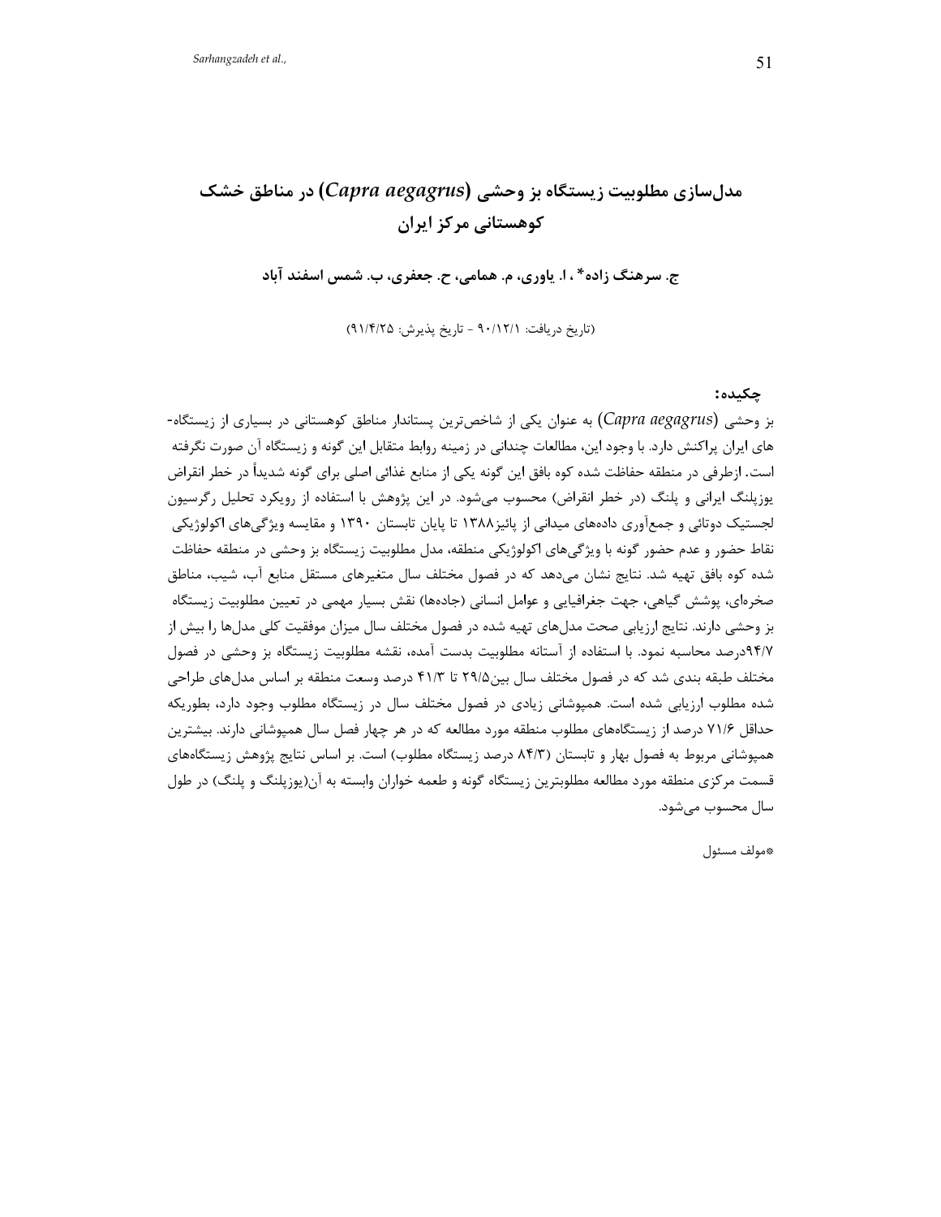# مدل‌سازی مطلوبیت زیستگاه بز وحشی (*Capra aegagrus*) در مناطق خشک کوهستانی مرکز ایران

**ج. سرهنگ زاده\* ، ا. یاوری، م. همامی، ح. جعفری، ب. شمس اسفند آباد**

(تاریخ دریافت: ۹۰/۱۲/۱ - تاریخ پذیرش: ۹۱/۴/۲۵)

**چکیده:**

بز وحشی (*Capra aegagrus*) به عنوان یکی از شاخص‌ترین پستاندار مناطق کوهستانی در بسیاری از زیستگاه-های ایران پراکنش دارد. با وجود این، مطالعات چندانی در زمینه روابط متقابل این گونه و زیستگاه آن صورت نگرفته است. ازطرفی در منطقه حفاظت شده کوه بافق این گونه یکی از منابع غذائی اصلی برای گونه شدیداً در خطر انقراض یوزپلنگ ایرانی و پلنگ (در خطر انقراض) محسوب می‌شود. در این پژوهش با استفاده از رویکرد تحلیل رگرسیون لجستیک دوتائی و جمع‌آوری داده‌های میدانی از پائیز۱۳۸۸ تا پایان تابستان ۱۳۹۰ و مقایسه ویژگی‌های اکولوژیکی نقاط حضور و عدم حضور گونه با ویژگی‌های اکولوژیکی منطقه، مدل مطلوبیت زیستگاه بز وحشی در منطقه حفاظت شده کوه بافق تهیه شد. نتایج نشان می‌دهد که در فصول مختلف سال متغیرهای مستقل منابع آب، شیب، مناطق صخره‌ای، پوشش گیاهی، جهت جغرافیایی و عوامل انسانی (جاده‌ها) نقش بسیار مهمی در تعیین مطلوبیت زیستگاه بز وحشی دارند. نتایج ارزیابی صحت مدل‌های تهیه شده در فصول مختلف سال میزان موفقیت کلی مدل‌ها را بیش از ۹۴/۷درصد محاسبه نمود. با استفاده از آستانه مطلوبیت بدست آمده، نقشه مطلوبیت زیستگاه بز وحشی در فصول مختلف طبقه بندی شد که در فصول مختلف سال بین۲۹/۵ تا ۴۱/۳ درصد وسعت منطقه بر اساس مدل‌های طراحی شده مطلوب ارزیابی شده است. همپوشانی زیادی در فصول مختلف سال در زیستگاه مطلوب وجود دارد، بطوریکه حداقل ۷۱/۶ درصد از زیستگاه‌های مطلوب منطقه مورد مطالعه که در هر چهار فصل سال همپوشانی دارند. بیشترین همپوشانی مربوط به فصول بهار و تابستان (۸۴/۳ درصد زیستگاه مطلوب) است. بر اساس نتایج پژوهش زیستگاه‌های قسمت مرکزی منطقه مورد مطالعه مطلوبترین زیستگاه گونه و طعمه خواران وابسته به آن(یوزپلنگ و پلنگ) در طول سال محسوب می‌شود.

\*مولف مسئول